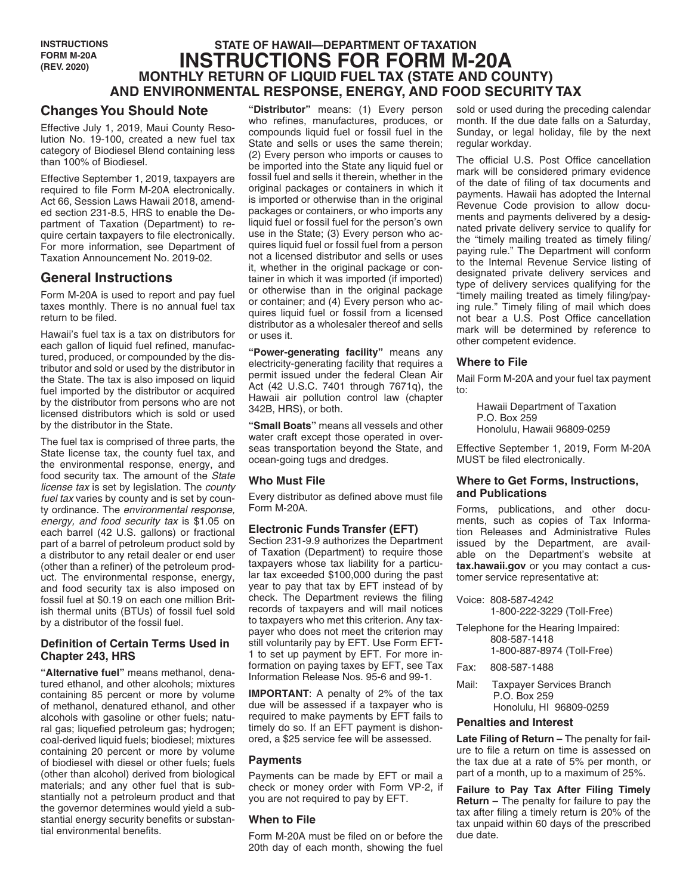INSTRUCTIONS
FORM M-20A
(REV. 2020)

# STATE OF HAWAII—DEPARTMENT OF TAXATION
# INSTRUCTIONS FOR FORM M-20A
## MONTHLY RETURN OF LIQUID FUEL TAX (STATE AND COUNTY) AND ENVIRONMENTAL RESPONSE, ENERGY, AND FOOD SECURITY TAX

## Changes You Should Note

Effective July 1, 2019, Maui County Resolution No. 19-100, created a new fuel tax category of Biodiesel Blend containing less than 100% of Biodiesel.

Effective September 1, 2019, taxpayers are required to file Form M-20A electronically. Act 66, Session Laws Hawaii 2018, amended section 231-8.5, HRS to enable the Department of Taxation (Department) to require certain taxpayers to file electronically. For more information, see Department of Taxation Announcement No. 2019-02.

## General Instructions

Form M-20A is used to report and pay fuel taxes monthly. There is no annual fuel tax return to be filed.

Hawaii's fuel tax is a tax on distributors for each gallon of liquid fuel refined, manufactured, produced, or compounded by the distributor and sold or used by the distributor in the State. The tax is also imposed on liquid fuel imported by the distributor or acquired by the distributor from persons who are not licensed distributors which is sold or used by the distributor in the State.

The fuel tax is comprised of three parts, the State license tax, the county fuel tax, and the environmental response, energy, and food security tax. The amount of the *State license tax* is set by legislation. The *county fuel tax* varies by county and is set by county ordinance. The *environmental response, energy, and food security tax* is $1.05 on each barrel (42 U.S. gallons) or fractional part of a barrel of petroleum product sold by a distributor to any retail dealer or end user (other than a refiner) of the petroleum product. The environmental response, energy, and food security tax is also imposed on fossil fuel at $0.19 on each one million British thermal units (BTUs) of fossil fuel sold by a distributor of the fossil fuel.

### Definition of Certain Terms Used in Chapter 243, HRS

**"Alternative fuel"** means methanol, denatured ethanol, and other alcohols; mixtures containing 85 percent or more by volume of methanol, denatured ethanol, and other alcohols with gasoline or other fuels; natural gas; liquefied petroleum gas; hydrogen; coal-derived liquid fuels; biodiesel; mixtures containing 20 percent or more by volume of biodiesel with diesel or other fuels; fuels (other than alcohol) derived from biological materials; and any other fuel that is substantially not a petroleum product and that the governor determines would yield a substantial energy security benefits or substantial environmental benefits.

**"Distributor"** means: (1) Every person who refines, manufactures, produces, or compounds liquid fuel or fossil fuel in the State and sells or uses the same therein; (2) Every person who imports or causes to be imported into the State any liquid fuel or fossil fuel and sells it therein, whether in the original packages or containers in which it is imported or otherwise than in the original packages or containers, or who imports any liquid fuel or fossil fuel for the person's own use in the State; (3) Every person who acquires liquid fuel or fossil fuel from a person not a licensed distributor and sells or uses it, whether in the original package or container in which it was imported (if imported) or otherwise than in the original package or container; and (4) Every person who acquires liquid fuel or fossil from a licensed distributor as a wholesaler thereof and sells or uses it.

**"Power-generating facility"** means any electricity-generating facility that requires a permit issued under the federal Clean Air Act (42 U.S.C. 7401 through 7671q), the Hawaii air pollution control law (chapter 342B, HRS), or both.

**"Small Boats"** means all vessels and other water craft except those operated in overseas transportation beyond the State, and ocean-going tugs and dredges.

### Who Must File

Every distributor as defined above must file Form M-20A.

### Electronic Funds Transfer (EFT)

Section 231-9.9 authorizes the Department of Taxation (Department) to require those taxpayers whose tax liability for a particular tax exceeded $100,000 during the past year to pay that tax by EFT instead of by check. The Department reviews the filing records of taxpayers and will mail notices to taxpayers who met this criterion. Any taxpayer who does not meet the criterion may still voluntarily pay by EFT. Use Form EFT-1 to set up payment by EFT. For more information on paying taxes by EFT, see Tax Information Release Nos. 95-6 and 99-1.

**IMPORTANT**: A penalty of 2% of the tax due will be assessed if a taxpayer who is required to make payments by EFT fails to timely do so. If an EFT payment is dishonored, a $25 service fee will be assessed.

### Payments

Payments can be made by EFT or mail a check or money order with Form VP-2, if you are not required to pay by EFT.

### When to File

Form M-20A must be filed on or before the 20th day of each month, showing the fuel sold or used during the preceding calendar month. If the due date falls on a Saturday, Sunday, or legal holiday, file by the next regular workday.

The official U.S. Post Office cancellation mark will be considered primary evidence of the date of filing of tax documents and payments. Hawaii has adopted the Internal Revenue Code provision to allow documents and payments delivered by a designated private delivery service to qualify for the "timely mailing treated as timely filing/paying rule." The Department will conform to the Internal Revenue Service listing of designated private delivery services and type of delivery services qualifying for the "timely mailing treated as timely filing/paying rule." Timely filing of mail which does not bear a U.S. Post Office cancellation mark will be determined by reference to other competent evidence.

### Where to File

Mail Form M-20A and your fuel tax payment to:

Hawaii Department of Taxation
P.O. Box 259
Honolulu, Hawaii 96809-0259

Effective September 1, 2019, Form M-20A MUST be filed electronically.

### Where to Get Forms, Instructions, and Publications

Forms, publications, and other documents, such as copies of Tax Information Releases and Administrative Rules issued by the Department, are available on the Department's website at **tax.hawaii.gov** or you may contact a customer service representative at:

Voice: 808-587-4242
1-800-222-3229 (Toll-Free)

Telephone for the Hearing Impaired:
808-587-1418
1-800-887-8974 (Toll-Free)

Fax: 808-587-1488

Mail: Taxpayer Services Branch
P.O. Box 259
Honolulu, HI 96809-0259

### Penalties and Interest

**Late Filing of Return –** The penalty for failure to file a return on time is assessed on the tax due at a rate of 5% per month, or part of a month, up to a maximum of 25%.

**Failure to Pay Tax After Filing Timely Return –** The penalty for failure to pay the tax after filing a timely return is 20% of the tax unpaid within 60 days of the prescribed due date.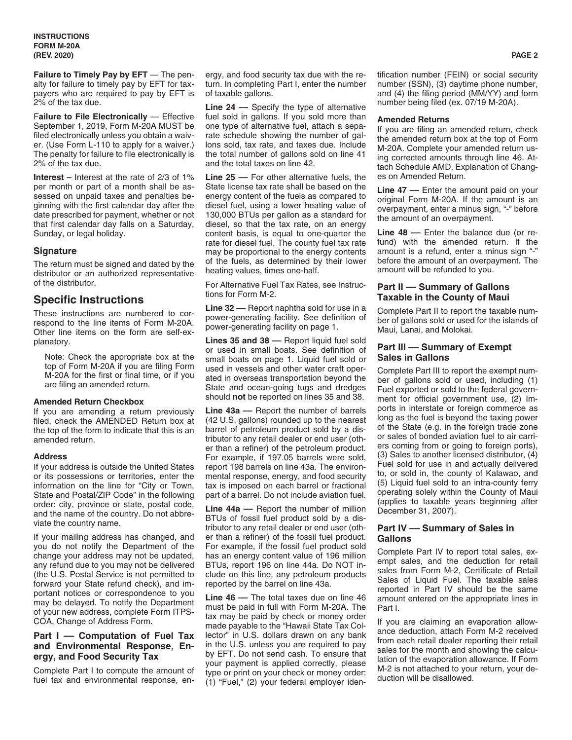**Failure to Timely Pay by EFT** — The penalty for failure to timely pay by EFT for taxpayers who are required to pay by EFT is 2% of the tax due.

**Failure to File Electronically** — Effective September 1, 2019, Form M-20A MUST be filed electronically unless you obtain a waiver. (Use Form L-110 to apply for a waiver.) The penalty for failure to file electronically is 2% of the tax due.

**Interest –** Interest at the rate of 2/3 of 1% per month or part of a month shall be assessed on unpaid taxes and penalties beginning with the first calendar day after the date prescribed for payment, whether or not that first calendar day falls on a Saturday, Sunday, or legal holiday.

## Signature

The return must be signed and dated by the distributor or an authorized representative of the distributor.

# Specific Instructions

These instructions are numbered to correspond to the line items of Form M-20A. Other line items on the form are self-explanatory.

> Note: Check the appropriate box at the top of Form M-20A if you are filing Form M-20A for the first or final time, or if you are filing an amended return.

**Amended Return Checkbox**

If you are amending a return previously filed, check the AMENDED Return box at the top of the form to indicate that this is an amended return.

**Address**

If your address is outside the United States or its possessions or territories, enter the information on the line for "City or Town, State and Postal/ZIP Code" in the following order: city, province or state, postal code, and the name of the country. Do not abbreviate the country name.

If your mailing address has changed, and you do not notify the Department of the change your address may not be updated, any refund due to you may not be delivered (the U.S. Postal Service is not permitted to forward your State refund check), and important notices or correspondence to you may be delayed. To notify the Department of your new address, complete Form ITPS-COA, Change of Address Form.

## Part I — Computation of Fuel Tax and Environmental Response, Energy, and Food Security Tax

Complete Part I to compute the amount of fuel tax and environmental response, energy, and food security tax due with the return. In completing Part I, enter the number of taxable gallons.

**Line 24 —** Specify the type of alternative fuel sold in gallons. If you sold more than one type of alternative fuel, attach a separate schedule showing the number of gallons sold, tax rate, and taxes due. Include the total number of gallons sold on line 41 and the total taxes on line 42.

**Line 25 —** For other alternative fuels, the State license tax rate shall be based on the energy content of the fuels as compared to diesel fuel, using a lower heating value of 130,000 BTUs per gallon as a standard for diesel, so that the tax rate, on an energy content basis, is equal to one-quarter the rate for diesel fuel. The county fuel tax rate may be proportional to the energy contents of the fuels, as determined by their lower heating values, times one-half.

For Alternative Fuel Tax Rates, see Instructions for Form M-2.

**Line 32 —** Report naphtha sold for use in a power-generating facility. See definition of power-generating facility on page 1.

**Lines 35 and 38 —** Report liquid fuel sold or used in small boats. See definition of small boats on page 1. Liquid fuel sold or used in vessels and other water craft operated in overseas transportation beyond the State and ocean-going tugs and dredges should **not** be reported on lines 35 and 38.

**Line 43a —** Report the number of barrels (42 U.S. gallons) rounded up to the nearest barrel of petroleum product sold by a distributor to any retail dealer or end user (other than a refiner) of the petroleum product. For example, if 197.05 barrels were sold, report 198 barrels on line 43a. The environmental response, energy, and food security tax is imposed on each barrel or fractional part of a barrel. Do not include aviation fuel.

**Line 44a —** Report the number of million BTUs of fossil fuel product sold by a distributor to any retail dealer or end user (other than a refiner) of the fossil fuel product. For example, if the fossil fuel product sold has an energy content value of 196 million BTUs, report 196 on line 44a. Do NOT include on this line, any petroleum products reported by the barrel on line 43a.

**Line 46 —** The total taxes due on line 46 must be paid in full with Form M-20A. The tax may be paid by check or money order made payable to the "Hawaii State Tax Collector" in U.S. dollars drawn on any bank in the U.S. unless you are required to pay by EFT. Do not send cash. To ensure that your payment is applied correctly, please type or print on your check or money order: (1) "Fuel," (2) your federal employer identification number (FEIN) or social security number (SSN), (3) daytime phone number, and (4) the filing period (MM/YY) and form number being filed (ex. 07/19 M-20A).

**Amended Returns**

If you are filing an amended return, check the amended return box at the top of Form M-20A. Complete your amended return using corrected amounts through line 46. Attach Schedule AMD, Explanation of Changes on Amended Return.

**Line 47 —** Enter the amount paid on your original Form M-20A. If the amount is an overpayment, enter a minus sign, "-" before the amount of an overpayment.

**Line 48 —** Enter the balance due (or refund) with the amended return. If the amount is a refund, enter a minus sign "-" before the amount of an overpayment. The amount will be refunded to you.

## Part II — Summary of Gallons Taxable in the County of Maui

Complete Part II to report the taxable number of gallons sold or used for the islands of Maui, Lanai, and Molokai.

## Part III — Summary of Exempt Sales in Gallons

Complete Part III to report the exempt number of gallons sold or used, including (1) Fuel exported or sold to the federal government for official government use, (2) Imports in interstate or foreign commerce as long as the fuel is beyond the taxing power of the State (e.g. in the foreign trade zone or sales of bonded aviation fuel to air carriers coming from or going to foreign ports), (3) Sales to another licensed distributor, (4) Fuel sold for use in and actually delivered to, or sold in, the county of Kalawao, and (5) Liquid fuel sold to an intra-county ferry operating solely within the County of Maui (applies to taxable years beginning after December 31, 2007).

## Part IV — Summary of Sales in Gallons

Complete Part IV to report total sales, exempt sales, and the deduction for retail sales from Form M-2, Certificate of Retail Sales of Liquid Fuel. The taxable sales reported in Part IV should be the same amount entered on the appropriate lines in Part I.

If you are claiming an evaporation allowance deduction, attach Form M-2 received from each retail dealer reporting their retail sales for the month and showing the calculation of the evaporation allowance. If Form M-2 is not attached to your return, your deduction will be disallowed.